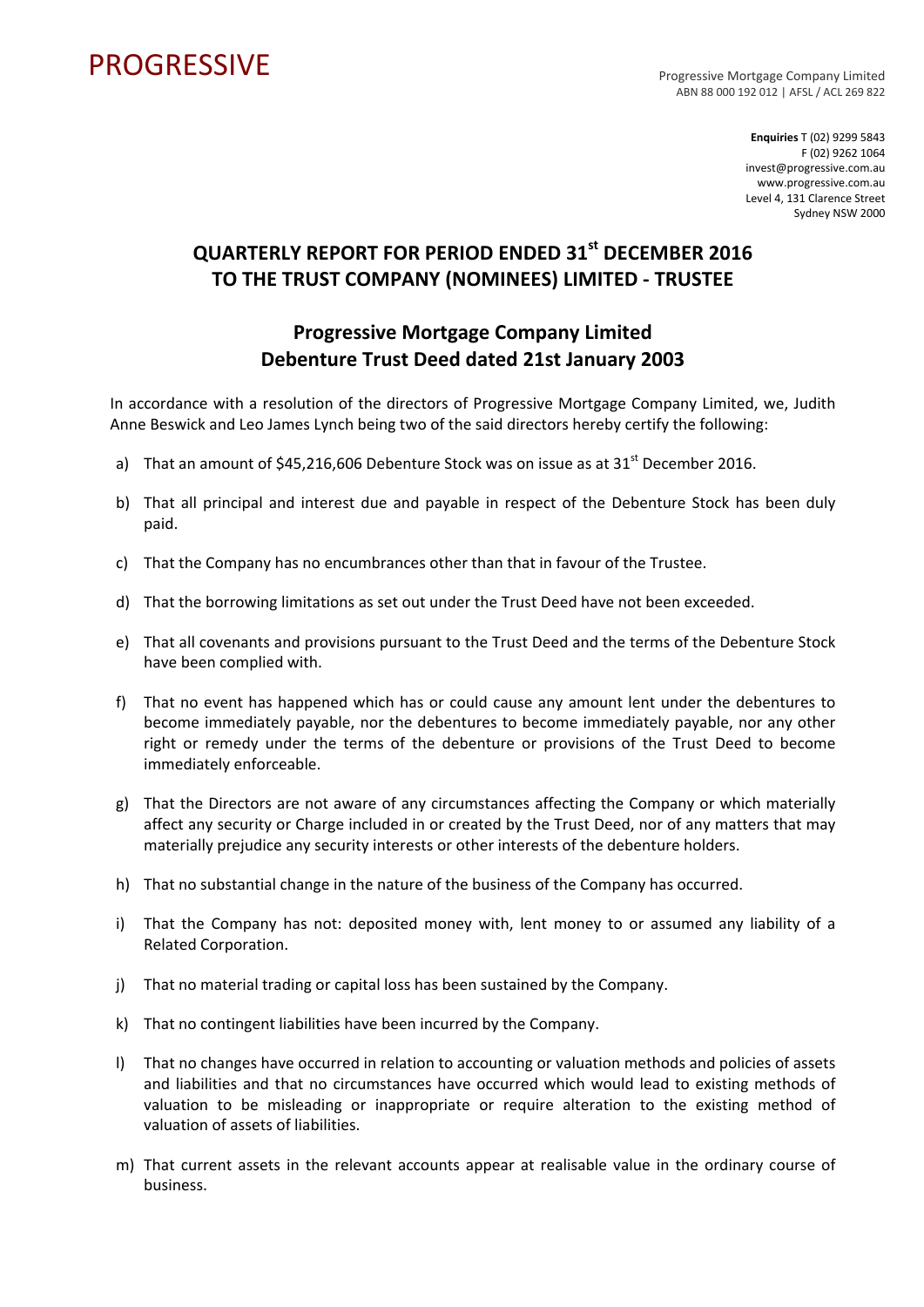PROGRESSIVE

Progressive Mortgage Company Limited
ABN 88 000 192 012 | AFSL / ACL 269 822

**Enquiries** T (02) 9299 5843
F (02) 9262 1064
invest@progressive.com.au
www.progressive.com.au
Level 4, 131 Clarence Street
Sydney NSW 2000

# QUARTERLY REPORT FOR PERIOD ENDED 31st DECEMBER 2016 TO THE TRUST COMPANY (NOMINEES) LIMITED - TRUSTEE

## Progressive Mortgage Company Limited Debenture Trust Deed dated 21st January 2003

In accordance with a resolution of the directors of Progressive Mortgage Company Limited, we, Judith Anne Beswick and Leo James Lynch being two of the said directors hereby certify the following:

a) That an amount of $45,216,606 Debenture Stock was on issue as at 31st December 2016.

b) That all principal and interest due and payable in respect of the Debenture Stock has been duly paid.

c) That the Company has no encumbrances other than that in favour of the Trustee.

d) That the borrowing limitations as set out under the Trust Deed have not been exceeded.

e) That all covenants and provisions pursuant to the Trust Deed and the terms of the Debenture Stock have been complied with.

f) That no event has happened which has or could cause any amount lent under the debentures to become immediately payable, nor the debentures to become immediately payable, nor any other right or remedy under the terms of the debenture or provisions of the Trust Deed to become immediately enforceable.

g) That the Directors are not aware of any circumstances affecting the Company or which materially affect any security or Charge included in or created by the Trust Deed, nor of any matters that may materially prejudice any security interests or other interests of the debenture holders.

h) That no substantial change in the nature of the business of the Company has occurred.

i) That the Company has not: deposited money with, lent money to or assumed any liability of a Related Corporation.

j) That no material trading or capital loss has been sustained by the Company.

k) That no contingent liabilities have been incurred by the Company.

l) That no changes have occurred in relation to accounting or valuation methods and policies of assets and liabilities and that no circumstances have occurred which would lead to existing methods of valuation to be misleading or inappropriate or require alteration to the existing method of valuation of assets of liabilities.

m) That current assets in the relevant accounts appear at realisable value in the ordinary course of business.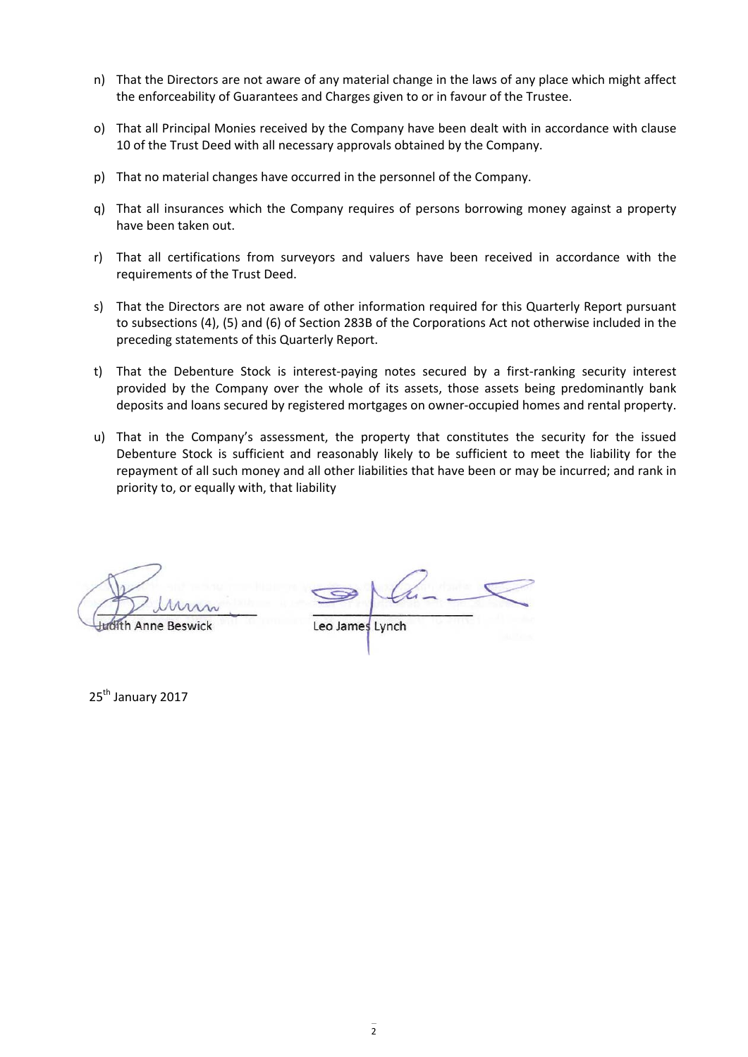n) That the Directors are not aware of any material change in the laws of any place which might affect the enforceability of Guarantees and Charges given to or in favour of the Trustee.

o) That all Principal Monies received by the Company have been dealt with in accordance with clause 10 of the Trust Deed with all necessary approvals obtained by the Company.

p) That no material changes have occurred in the personnel of the Company.

q) That all insurances which the Company requires of persons borrowing money against a property have been taken out.

r) That all certifications from surveyors and valuers have been received in accordance with the requirements of the Trust Deed.

s) That the Directors are not aware of other information required for this Quarterly Report pursuant to subsections (4), (5) and (6) of Section 283B of the Corporations Act not otherwise included in the preceding statements of this Quarterly Report.

t) That the Debenture Stock is interest-paying notes secured by a first-ranking security interest provided by the Company over the whole of its assets, those assets being predominantly bank deposits and loans secured by registered mortgages on owner-occupied homes and rental property.

u) That in the Company's assessment, the property that constitutes the security for the issued Debenture Stock is sufficient and reasonably likely to be sufficient to meet the liability for the repayment of all such money and all other liabilities that have been or may be incurred; and rank in priority to, or equally with, that liability

Judith Anne Beswick

Leo James Lynch

25th January 2017